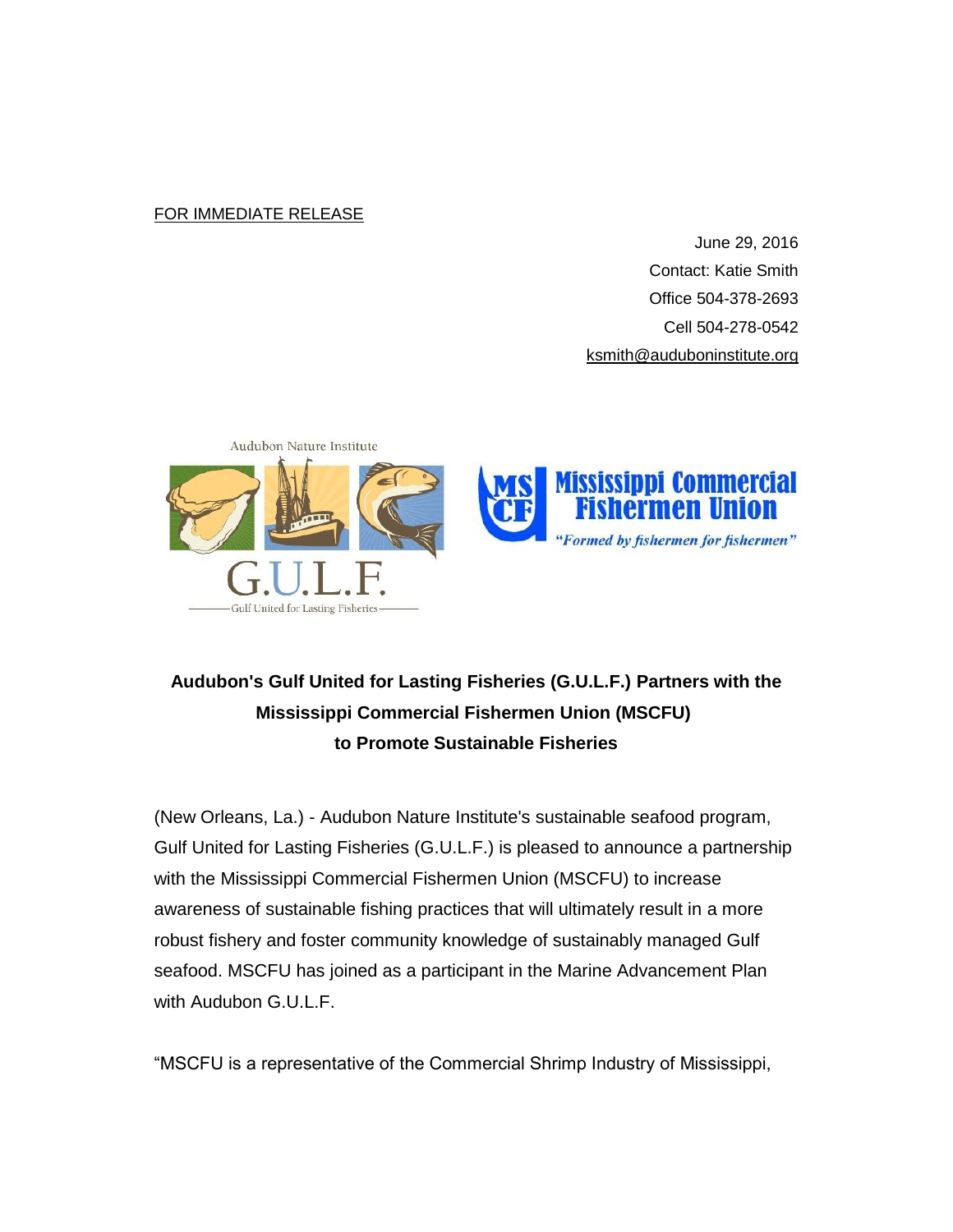FOR IMMEDIATE RELEASE

June 29, 2016
Contact: Katie Smith
Office 504-378-2693
Cell 504-278-0542
ksmith@auduboninstitute.org

**Audubon's Gulf United for Lasting Fisheries (G.U.L.F.) Partners with the Mississippi Commercial Fishermen Union (MSCFU) to Promote Sustainable Fisheries**

(New Orleans, La.) - Audubon Nature Institute's sustainable seafood program, Gulf United for Lasting Fisheries (G.U.L.F.) is pleased to announce a partnership with the Mississippi Commercial Fishermen Union (MSCFU) to increase awareness of sustainable fishing practices that will ultimately result in a more robust fishery and foster community knowledge of sustainably managed Gulf seafood. MSCFU has joined as a participant in the Marine Advancement Plan with Audubon G.U.L.F.

"MSCFU is a representative of the Commercial Shrimp Industry of Mississippi,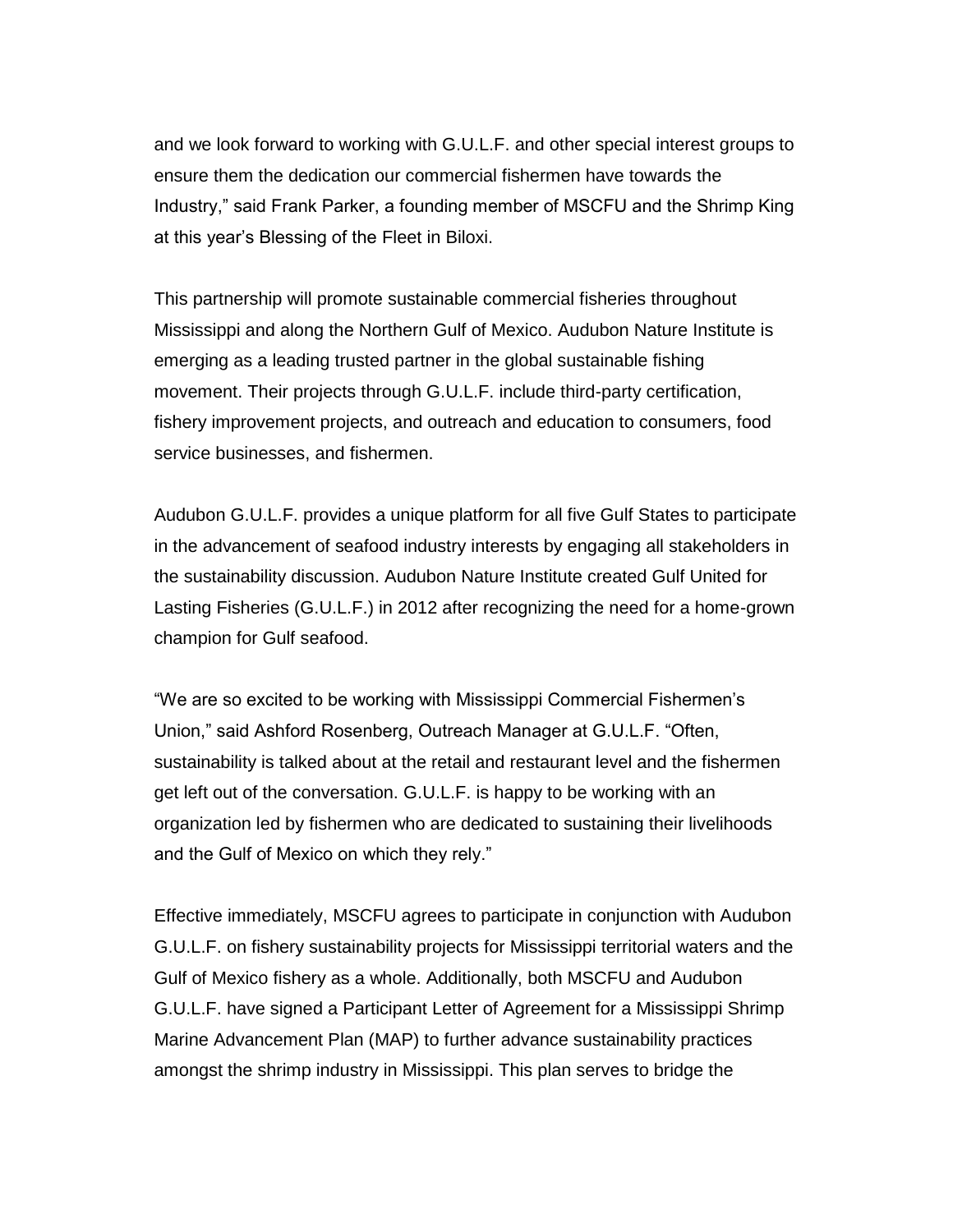and we look forward to working with G.U.L.F. and other special interest groups to ensure them the dedication our commercial fishermen have towards the Industry," said Frank Parker, a founding member of MSCFU and the Shrimp King at this year's Blessing of the Fleet in Biloxi.

This partnership will promote sustainable commercial fisheries throughout Mississippi and along the Northern Gulf of Mexico. Audubon Nature Institute is emerging as a leading trusted partner in the global sustainable fishing movement. Their projects through G.U.L.F. include third-party certification, fishery improvement projects, and outreach and education to consumers, food service businesses, and fishermen.

Audubon G.U.L.F. provides a unique platform for all five Gulf States to participate in the advancement of seafood industry interests by engaging all stakeholders in the sustainability discussion. Audubon Nature Institute created Gulf United for Lasting Fisheries (G.U.L.F.) in 2012 after recognizing the need for a home-grown champion for Gulf seafood.

"We are so excited to be working with Mississippi Commercial Fishermen's Union," said Ashford Rosenberg, Outreach Manager at G.U.L.F. "Often, sustainability is talked about at the retail and restaurant level and the fishermen get left out of the conversation. G.U.L.F. is happy to be working with an organization led by fishermen who are dedicated to sustaining their livelihoods and the Gulf of Mexico on which they rely."

Effective immediately, MSCFU agrees to participate in conjunction with Audubon G.U.L.F. on fishery sustainability projects for Mississippi territorial waters and the Gulf of Mexico fishery as a whole. Additionally, both MSCFU and Audubon G.U.L.F. have signed a Participant Letter of Agreement for a Mississippi Shrimp Marine Advancement Plan (MAP) to further advance sustainability practices amongst the shrimp industry in Mississippi. This plan serves to bridge the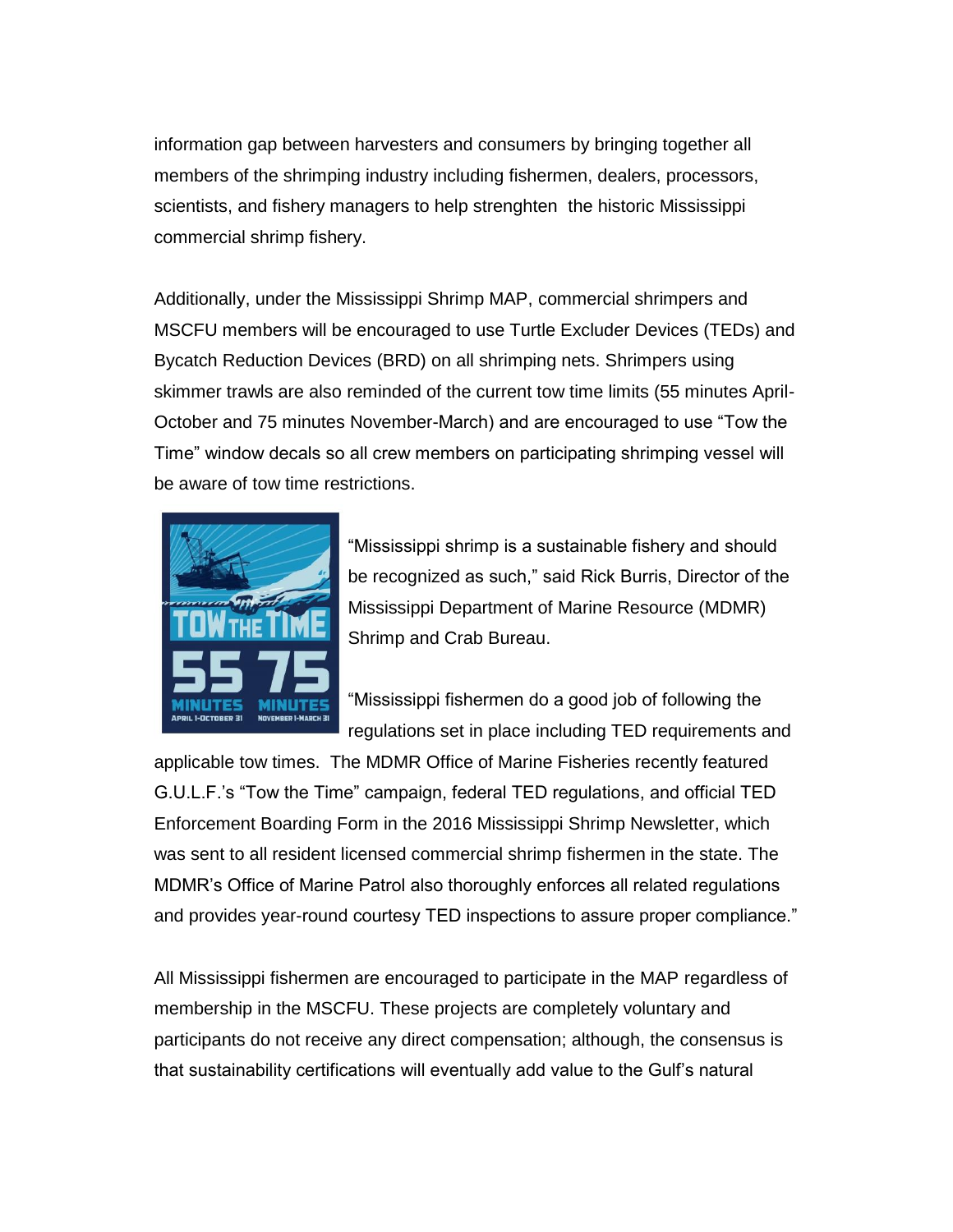information gap between harvesters and consumers by bringing together all members of the shrimping industry including fishermen, dealers, processors, scientists, and fishery managers to help strenghten the historic Mississippi commercial shrimp fishery.

Additionally, under the Mississippi Shrimp MAP, commercial shrimpers and MSCFU members will be encouraged to use Turtle Excluder Devices (TEDs) and Bycatch Reduction Devices (BRD) on all shrimping nets. Shrimpers using skimmer trawls are also reminded of the current tow time limits (55 minutes April-October and 75 minutes November-March) and are encouraged to use "Tow the Time" window decals so all crew members on participating shrimping vessel will be aware of tow time restrictions.

"Mississippi shrimp is a sustainable fishery and should be recognized as such," said Rick Burris, Director of the Mississippi Department of Marine Resource (MDMR) Shrimp and Crab Bureau.

"Mississippi fishermen do a good job of following the regulations set in place including TED requirements and applicable tow times. The MDMR Office of Marine Fisheries recently featured G.U.L.F.'s "Tow the Time" campaign, federal TED regulations, and official TED Enforcement Boarding Form in the 2016 Mississippi Shrimp Newsletter, which was sent to all resident licensed commercial shrimp fishermen in the state. The MDMR's Office of Marine Patrol also thoroughly enforces all related regulations and provides year-round courtesy TED inspections to assure proper compliance."

All Mississippi fishermen are encouraged to participate in the MAP regardless of membership in the MSCFU. These projects are completely voluntary and participants do not receive any direct compensation; although, the consensus is that sustainability certifications will eventually add value to the Gulf's natural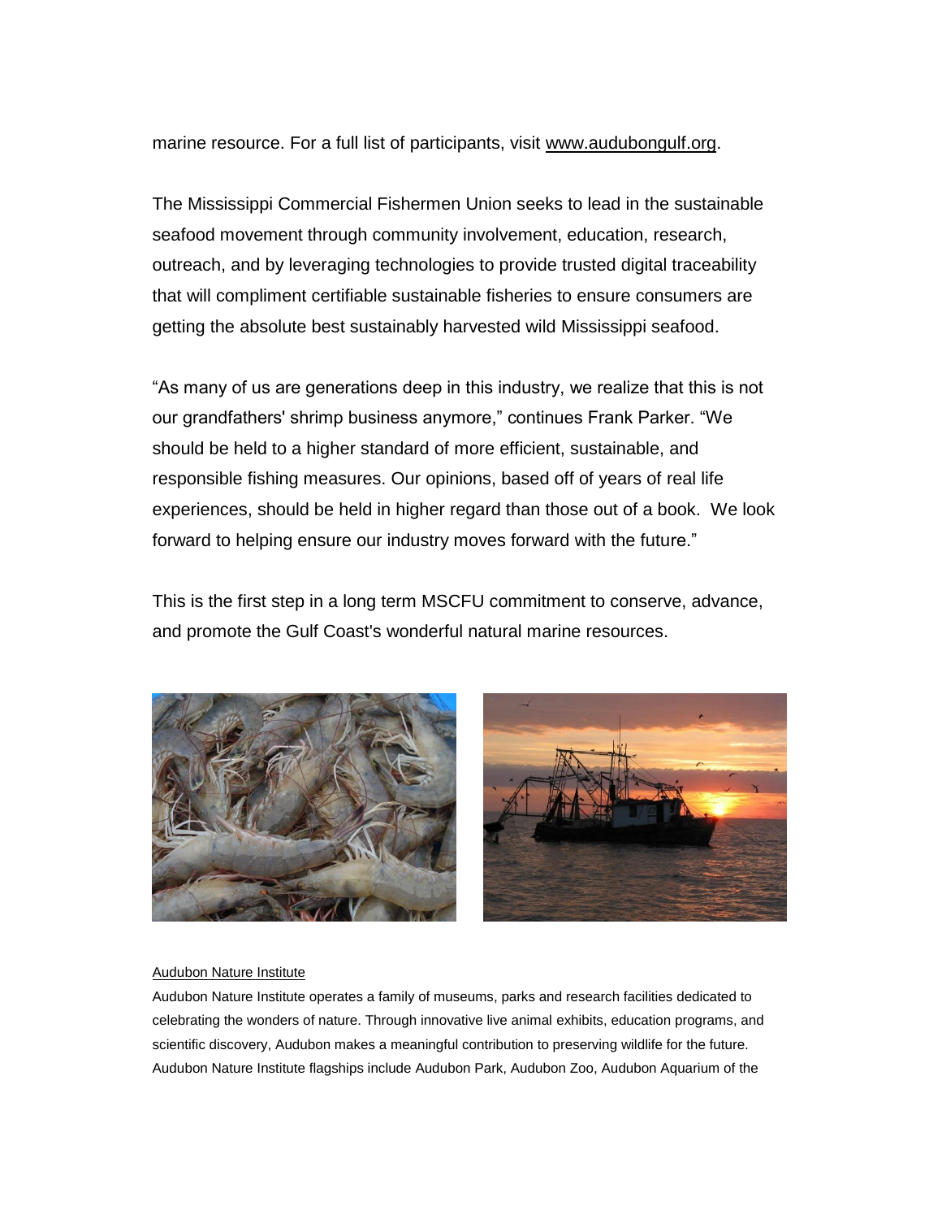marine resource. For a full list of participants, visit www.audubongulf.org.

The Mississippi Commercial Fishermen Union seeks to lead in the sustainable seafood movement through community involvement, education, research, outreach, and by leveraging technologies to provide trusted digital traceability that will compliment certifiable sustainable fisheries to ensure consumers are getting the absolute best sustainably harvested wild Mississippi seafood.

“As many of us are generations deep in this industry, we realize that this is not our grandfathers' shrimp business anymore,” continues Frank Parker. “We should be held to a higher standard of more efficient, sustainable, and responsible fishing measures. Our opinions, based off of years of real life experiences, should be held in higher regard than those out of a book. We look forward to helping ensure our industry moves forward with the future.”

This is the first step in a long term MSCFU commitment to conserve, advance, and promote the Gulf Coast's wonderful natural marine resources.

Audubon Nature Institute

Audubon Nature Institute operates a family of museums, parks and research facilities dedicated to celebrating the wonders of nature. Through innovative live animal exhibits, education programs, and scientific discovery, Audubon makes a meaningful contribution to preserving wildlife for the future. Audubon Nature Institute flagships include Audubon Park, Audubon Zoo, Audubon Aquarium of the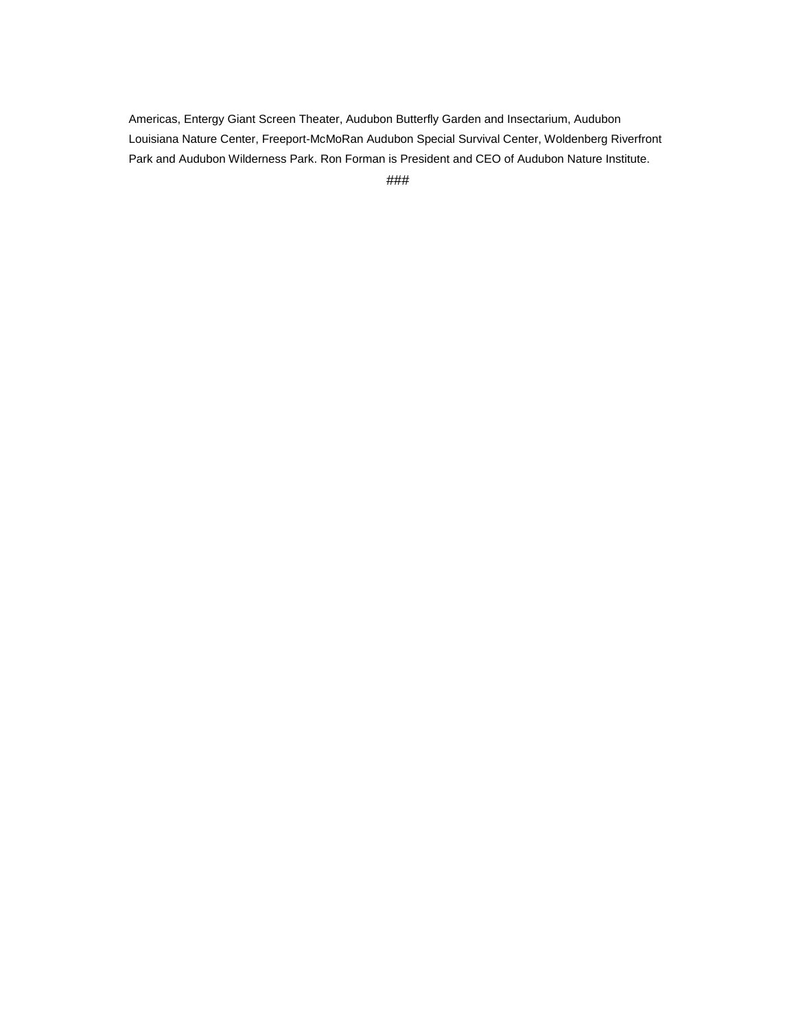Americas, Entergy Giant Screen Theater, Audubon Butterfly Garden and Insectarium, Audubon Louisiana Nature Center, Freeport-McMoRan Audubon Special Survival Center, Woldenberg Riverfront Park and Audubon Wilderness Park. Ron Forman is President and CEO of Audubon Nature Institute.

###